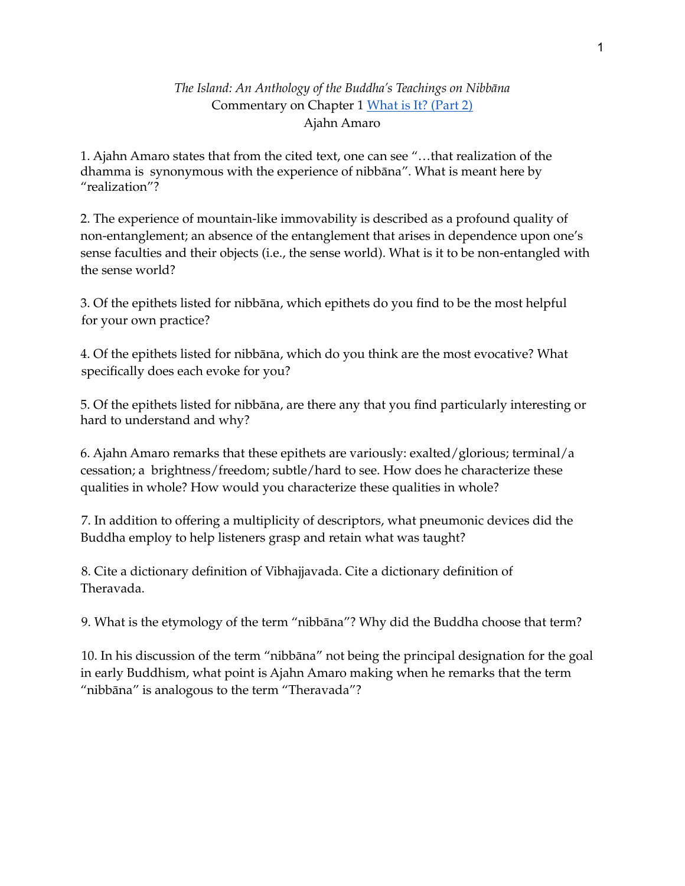*The Island: An Anthology of the Buddha's Teachings on Nibbāna*
Commentary on Chapter 1 What is It? (Part 2)
Ajahn Amaro

1. Ajahn Amaro states that from the cited text, one can see "…that realization of the dhamma is synonymous with the experience of nibbāna". What is meant here by "realization"?

2. The experience of mountain-like immovability is described as a profound quality of non-entanglement; an absence of the entanglement that arises in dependence upon one's sense faculties and their objects (i.e., the sense world). What is it to be non-entangled with the sense world?

3. Of the epithets listed for nibbāna, which epithets do you find to be the most helpful for your own practice?

4. Of the epithets listed for nibbāna, which do you think are the most evocative? What specifically does each evoke for you?

5. Of the epithets listed for nibbāna, are there any that you find particularly interesting or hard to understand and why?

6. Ajahn Amaro remarks that these epithets are variously: exalted/glorious; terminal/a cessation; a brightness/freedom; subtle/hard to see. How does he characterize these qualities in whole? How would you characterize these qualities in whole?

7. In addition to offering a multiplicity of descriptors, what pneumonic devices did the Buddha employ to help listeners grasp and retain what was taught?

8. Cite a dictionary definition of Vibhajjavada. Cite a dictionary definition of Theravada.

9. What is the etymology of the term "nibbāna"? Why did the Buddha choose that term?

10. In his discussion of the term "nibbāna" not being the principal designation for the goal in early Buddhism, what point is Ajahn Amaro making when he remarks that the term "nibbāna" is analogous to the term "Theravada"?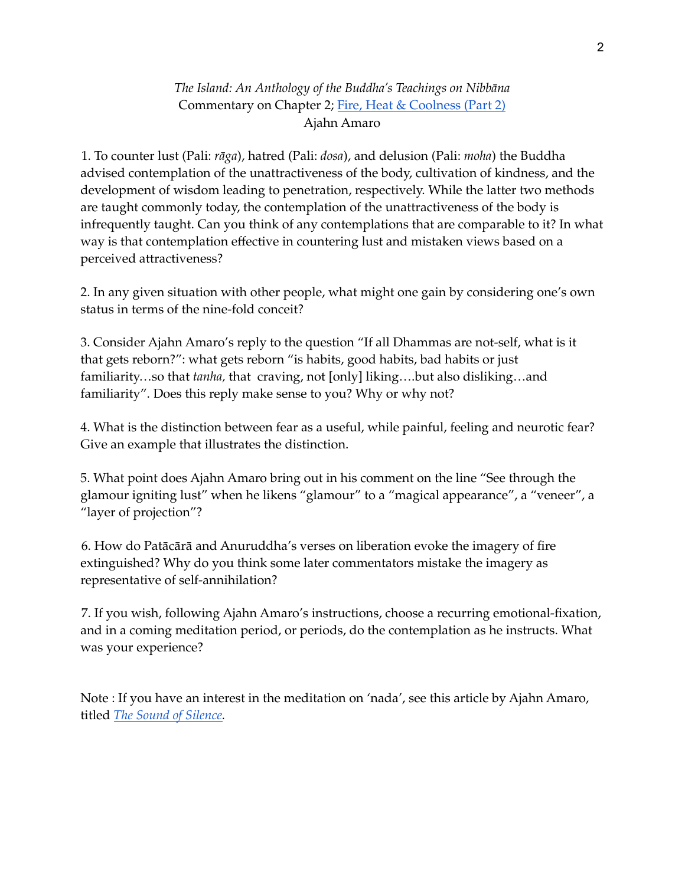*The Island: An Anthology of the Buddha's Teachings on Nibbāna*
Commentary on Chapter 2; [Fire, Heat & Coolness (Part 2)]()
Ajahn Amaro

1. To counter lust (Pali: *rāga*), hatred (Pali: *dosa*), and delusion (Pali: *moha*) the Buddha advised contemplation of the unattractiveness of the body, cultivation of kindness, and the development of wisdom leading to penetration, respectively. While the latter two methods are taught commonly today, the contemplation of the unattractiveness of the body is infrequently taught. Can you think of any contemplations that are comparable to it? In what way is that contemplation effective in countering lust and mistaken views based on a perceived attractiveness?

2. In any given situation with other people, what might one gain by considering one's own status in terms of the nine-fold conceit?

3. Consider Ajahn Amaro's reply to the question "If all Dhammas are not-self, what is it that gets reborn?": what gets reborn "is habits, good habits, bad habits or just familiarity…so that *tanha,* that craving, not [only] liking….but also disliking…and familiarity". Does this reply make sense to you? Why or why not?

4. What is the distinction between fear as a useful, while painful, feeling and neurotic fear? Give an example that illustrates the distinction.

5. What point does Ajahn Amaro bring out in his comment on the line "See through the glamour igniting lust" when he likens "glamour" to a "magical appearance", a "veneer", a "layer of projection"?

6. How do Patācārā and Anuruddha's verses on liberation evoke the imagery of fire extinguished? Why do you think some later commentators mistake the imagery as representative of self-annihilation?

7. If you wish, following Ajahn Amaro's instructions, choose a recurring emotional-fixation, and in a coming meditation period, or periods, do the contemplation as he instructs. What was your experience?

Note : If you have an interest in the meditation on 'nada', see this article by Ajahn Amaro, titled [*The Sound of Silence.*]()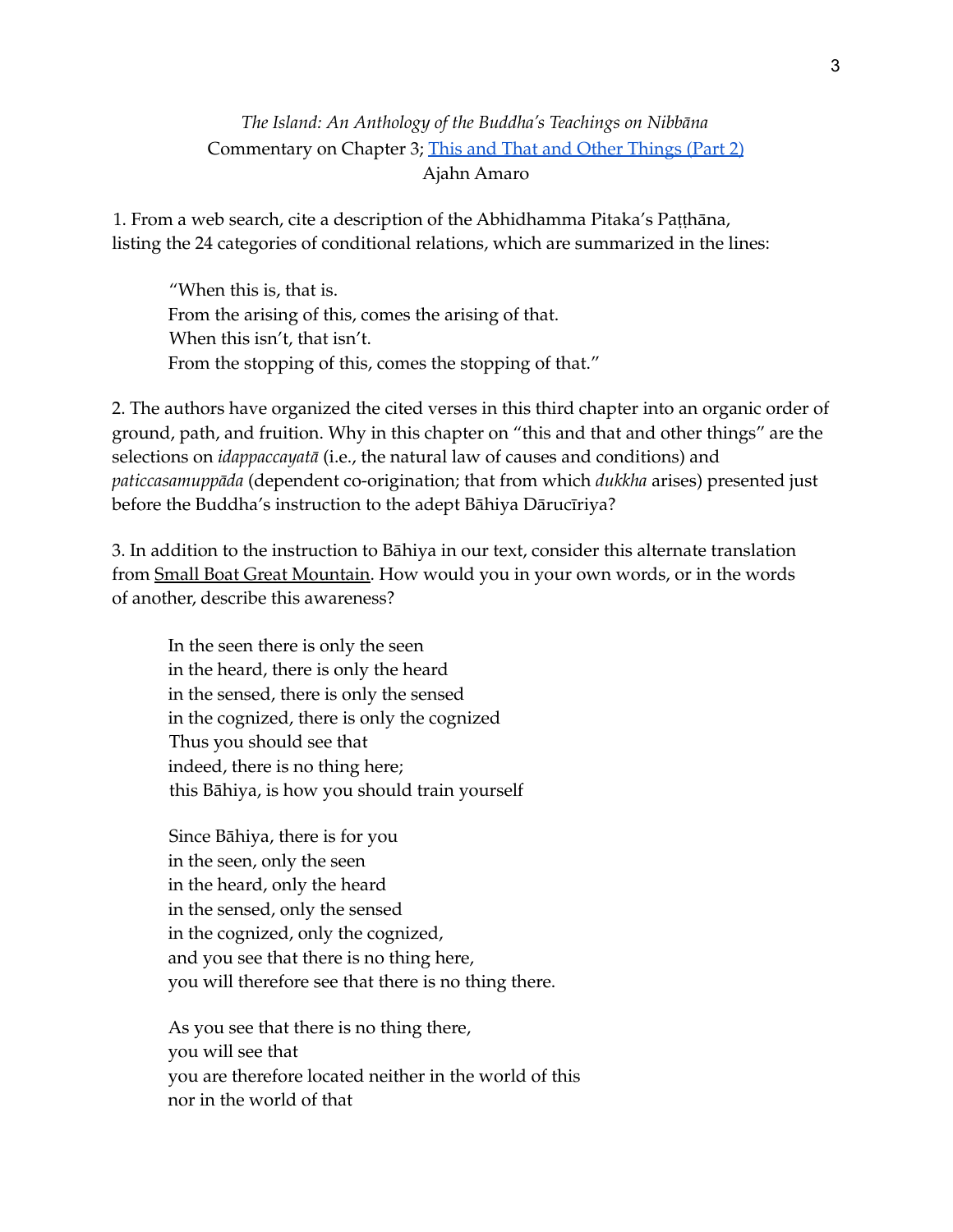*The Island: An Anthology of the Buddha's Teachings on Nibbāna*
Commentary on Chapter 3; [This and That and Other Things (Part 2)]
Ajahn Amaro

1. From a web search, cite a description of the Abhidhamma Pitaka's Paṭṭhāna, listing the 24 categories of conditional relations, which are summarized in the lines:

> "When this is, that is.
> From the arising of this, comes the arising of that.
> When this isn't, that isn't.
> From the stopping of this, comes the stopping of that."

2. The authors have organized the cited verses in this third chapter into an organic order of ground, path, and fruition. Why in this chapter on "this and that and other things" are the selections on *idappaccayatā* (i.e., the natural law of causes and conditions) and *paticcasamuppāda* (dependent co-origination; that from which *dukkha* arises) presented just before the Buddha's instruction to the adept Bāhiya Dārucīriya?

3. In addition to the instruction to Bāhiya in our text, consider this alternate translation from Small Boat Great Mountain. How would you in your own words, or in the words of another, describe this awareness?

> In the seen there is only the seen
> in the heard, there is only the heard
> in the sensed, there is only the sensed
> in the cognized, there is only the cognized
> Thus you should see that
> indeed, there is no thing here;
> this Bāhiya, is how you should train yourself
>
> Since Bāhiya, there is for you
> in the seen, only the seen
> in the heard, only the heard
> in the sensed, only the sensed
> in the cognized, only the cognized,
> and you see that there is no thing here,
> you will therefore see that there is no thing there.
>
> As you see that there is no thing there,
> you will see that
> you are therefore located neither in the world of this
> nor in the world of that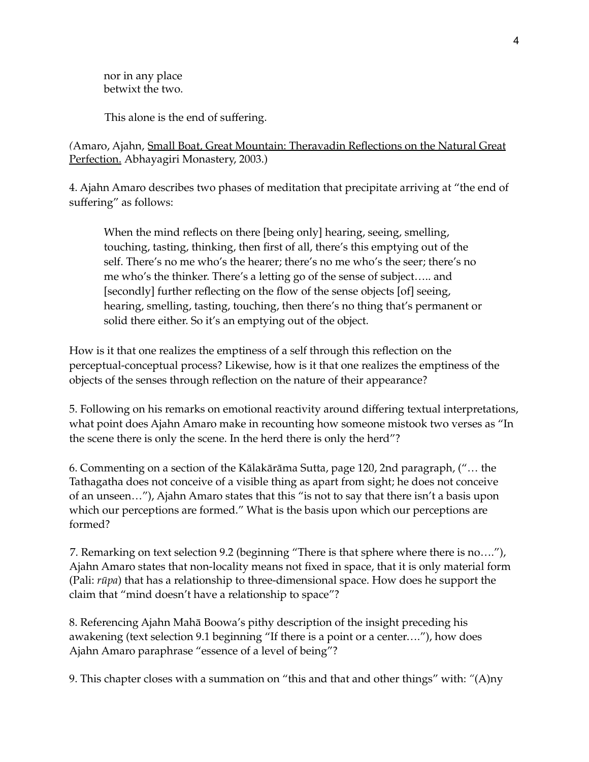nor in any place
betwixt the two.

This alone is the end of suffering.

(Amaro, Ajahn, Small Boat, Great Mountain: Theravadin Reflections on the Natural Great Perfection. Abhayagiri Monastery, 2003.)

4. Ajahn Amaro describes two phases of meditation that precipitate arriving at "the end of suffering" as follows:

> When the mind reflects on there [being only] hearing, seeing, smelling, touching, tasting, thinking, then first of all, there's this emptying out of the self. There's no me who's the hearer; there's no me who's the seer; there's no me who's the thinker. There's a letting go of the sense of subject….. and [secondly] further reflecting on the flow of the sense objects [of] seeing, hearing, smelling, tasting, touching, then there's no thing that's permanent or solid there either. So it's an emptying out of the object.

How is it that one realizes the emptiness of a self through this reflection on the perceptual-conceptual process? Likewise, how is it that one realizes the emptiness of the objects of the senses through reflection on the nature of their appearance?

5. Following on his remarks on emotional reactivity around differing textual interpretations, what point does Ajahn Amaro make in recounting how someone mistook two verses as "In the scene there is only the scene. In the herd there is only the herd"?

6. Commenting on a section of the Kālakārāma Sutta, page 120, 2nd paragraph, ("… the Tathagatha does not conceive of a visible thing as apart from sight; he does not conceive of an unseen…"), Ajahn Amaro states that this "is not to say that there isn't a basis upon which our perceptions are formed." What is the basis upon which our perceptions are formed?

7. Remarking on text selection 9.2 (beginning "There is that sphere where there is no…."), Ajahn Amaro states that non-locality means not fixed in space, that it is only material form (Pali: *rūpa*) that has a relationship to three-dimensional space. How does he support the claim that "mind doesn't have a relationship to space"?

8. Referencing Ajahn Mahā Boowa's pithy description of the insight preceding his awakening (text selection 9.1 beginning "If there is a point or a center…."), how does Ajahn Amaro paraphrase "essence of a level of being"?

9. This chapter closes with a summation on "this and that and other things" with: "(A)ny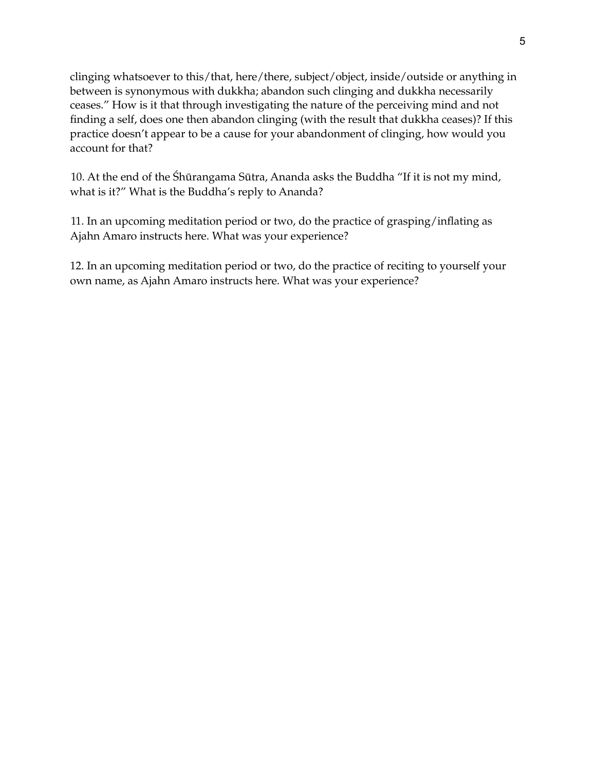clinging whatsoever to this/that, here/there, subject/object, inside/outside or anything in between is synonymous with dukkha; abandon such clinging and dukkha necessarily ceases." How is it that through investigating the nature of the perceiving mind and not finding a self, does one then abandon clinging (with the result that dukkha ceases)? If this practice doesn't appear to be a cause for your abandonment of clinging, how would you account for that?

10. At the end of the Śhūrangama Sūtra, Ananda asks the Buddha "If it is not my mind, what is it?" What is the Buddha's reply to Ananda?

11. In an upcoming meditation period or two, do the practice of grasping/inflating as Ajahn Amaro instructs here. What was your experience?

12. In an upcoming meditation period or two, do the practice of reciting to yourself your own name, as Ajahn Amaro instructs here. What was your experience?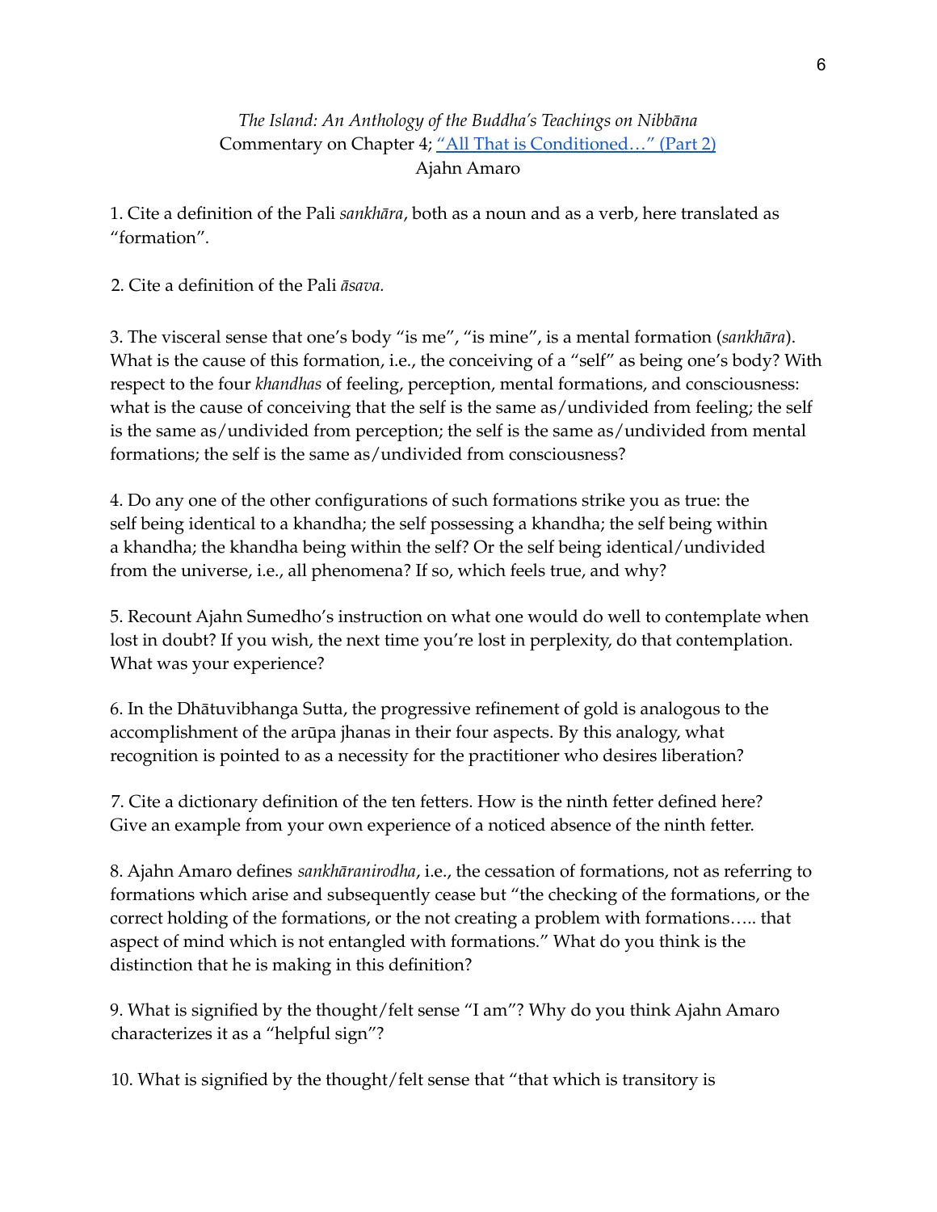*The Island: An Anthology of the Buddha's Teachings on Nibbāna*
Commentary on Chapter 4; ["All That is Conditioned…" (Part 2)]()
Ajahn Amaro

1. Cite a definition of the Pali *sankhāra*, both as a noun and as a verb, here translated as "formation".

2. Cite a definition of the Pali *āsava.*

3. The visceral sense that one's body "is me", "is mine", is a mental formation (*sankhāra*). What is the cause of this formation, i.e., the conceiving of a "self" as being one's body? With respect to the four *khandhas* of feeling, perception, mental formations, and consciousness: what is the cause of conceiving that the self is the same as/undivided from feeling; the self is the same as/undivided from perception; the self is the same as/undivided from mental formations; the self is the same as/undivided from consciousness?

4. Do any one of the other configurations of such formations strike you as true: the self being identical to a khandha; the self possessing a khandha; the self being within a khandha; the khandha being within the self? Or the self being identical/undivided from the universe, i.e., all phenomena? If so, which feels true, and why?

5. Recount Ajahn Sumedho's instruction on what one would do well to contemplate when lost in doubt? If you wish, the next time you're lost in perplexity, do that contemplation. What was your experience?

6. In the Dhātuvibhanga Sutta, the progressive refinement of gold is analogous to the accomplishment of the arūpa jhanas in their four aspects. By this analogy, what recognition is pointed to as a necessity for the practitioner who desires liberation?

7. Cite a dictionary definition of the ten fetters. How is the ninth fetter defined here? Give an example from your own experience of a noticed absence of the ninth fetter.

8. Ajahn Amaro defines *sankhāranirodha*, i.e., the cessation of formations, not as referring to formations which arise and subsequently cease but "the checking of the formations, or the correct holding of the formations, or the not creating a problem with formations….. that aspect of mind which is not entangled with formations." What do you think is the distinction that he is making in this definition?

9. What is signified by the thought/felt sense "I am"? Why do you think Ajahn Amaro characterizes it as a "helpful sign"?

10. What is signified by the thought/felt sense that "that which is transitory is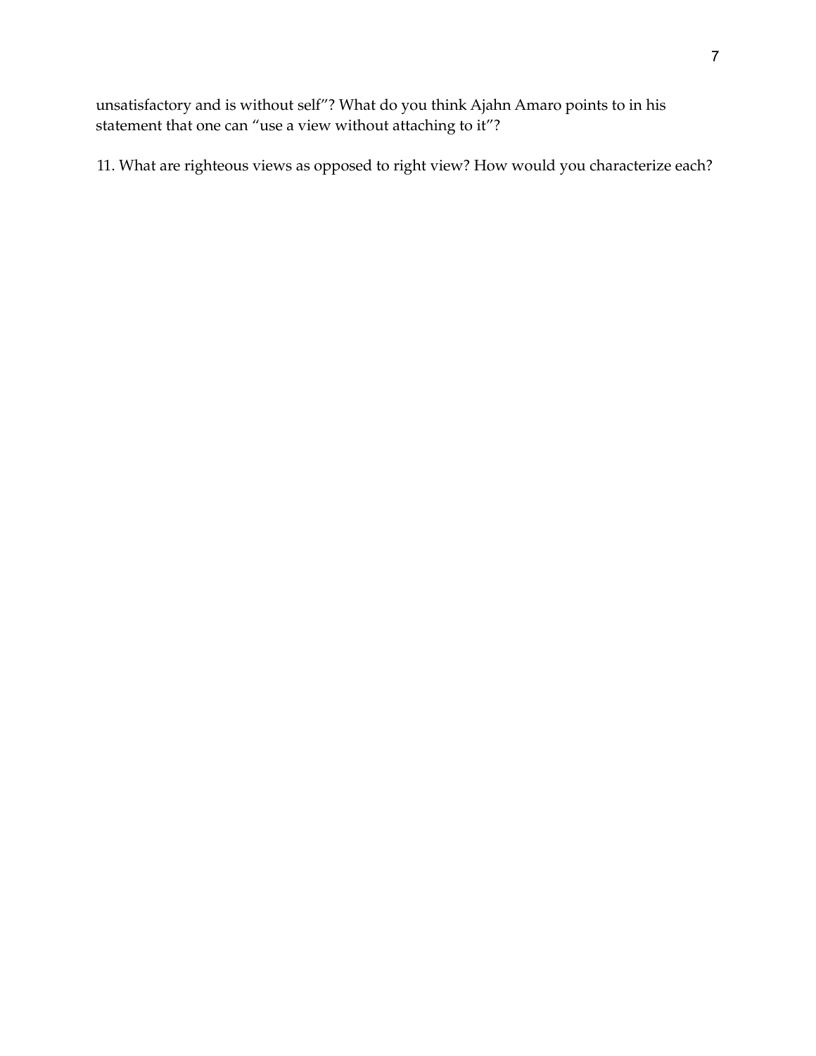unsatisfactory and is without self"? What do you think Ajahn Amaro points to in his statement that one can "use a view without attaching to it"?

11. What are righteous views as opposed to right view? How would you characterize each?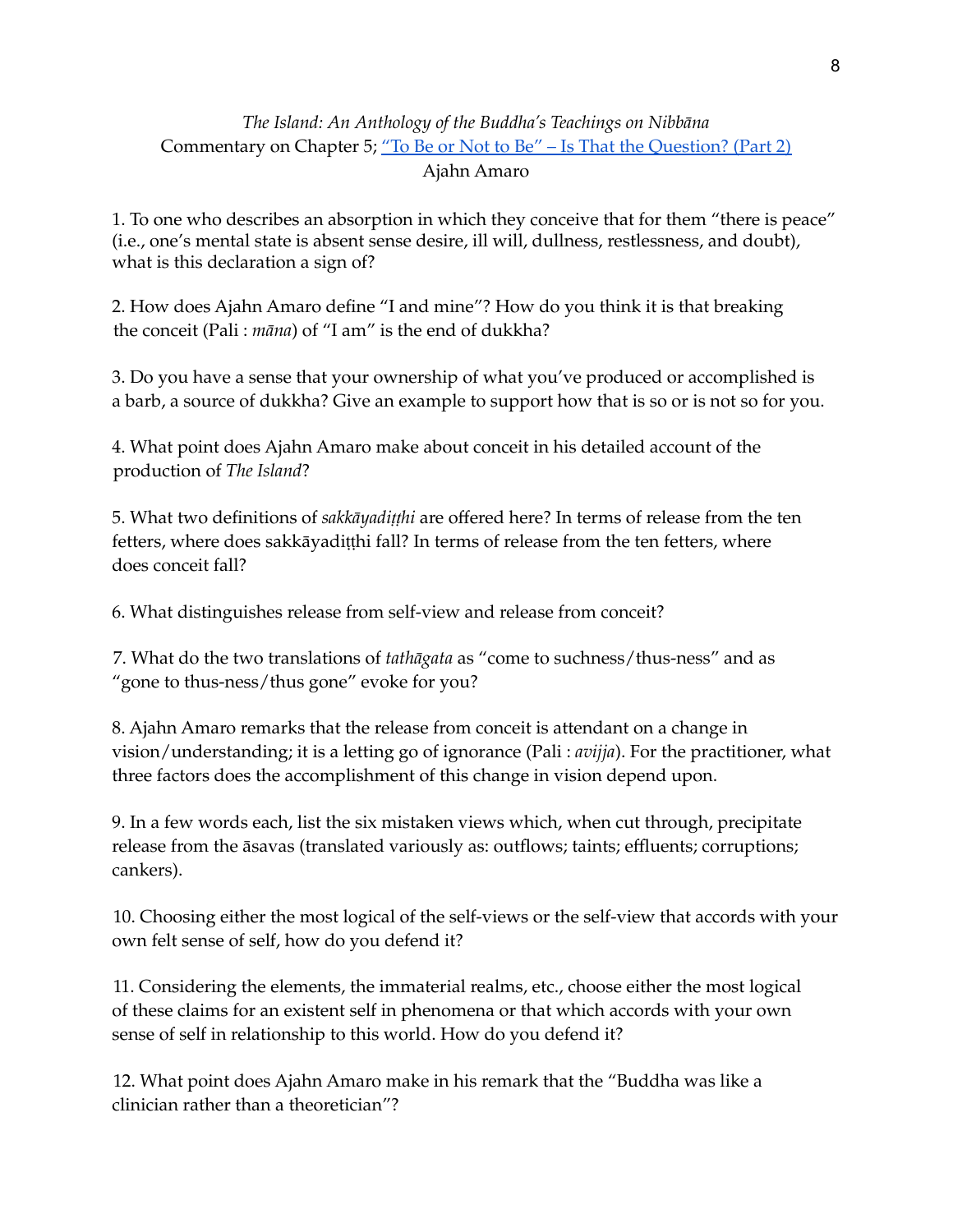*The Island: An Anthology of the Buddha's Teachings on Nibbāna*
Commentary on Chapter 5; "To Be or Not to Be" – Is That the Question? (Part 2)
Ajahn Amaro

1. To one who describes an absorption in which they conceive that for them "there is peace" (i.e., one's mental state is absent sense desire, ill will, dullness, restlessness, and doubt), what is this declaration a sign of?

2. How does Ajahn Amaro define "I and mine"? How do you think it is that breaking the conceit (Pali : *māna*) of "I am" is the end of dukkha?

3. Do you have a sense that your ownership of what you've produced or accomplished is a barb, a source of dukkha? Give an example to support how that is so or is not so for you.

4. What point does Ajahn Amaro make about conceit in his detailed account of the production of *The Island*?

5. What two definitions of *sakkāyadiṭṭhi* are offered here? In terms of release from the ten fetters, where does sakkāyadiṭṭhi fall? In terms of release from the ten fetters, where does conceit fall?

6. What distinguishes release from self-view and release from conceit?

7. What do the two translations of *tathāgata* as "come to suchness/thus-ness" and as "gone to thus-ness/thus gone" evoke for you?

8. Ajahn Amaro remarks that the release from conceit is attendant on a change in vision/understanding; it is a letting go of ignorance (Pali : *avijja*). For the practitioner, what three factors does the accomplishment of this change in vision depend upon.

9. In a few words each, list the six mistaken views which, when cut through, precipitate release from the āsavas (translated variously as: outflows; taints; effluents; corruptions; cankers).

10. Choosing either the most logical of the self-views or the self-view that accords with your own felt sense of self, how do you defend it?

11. Considering the elements, the immaterial realms, etc., choose either the most logical of these claims for an existent self in phenomena or that which accords with your own sense of self in relationship to this world. How do you defend it?

12. What point does Ajahn Amaro make in his remark that the "Buddha was like a clinician rather than a theoretician"?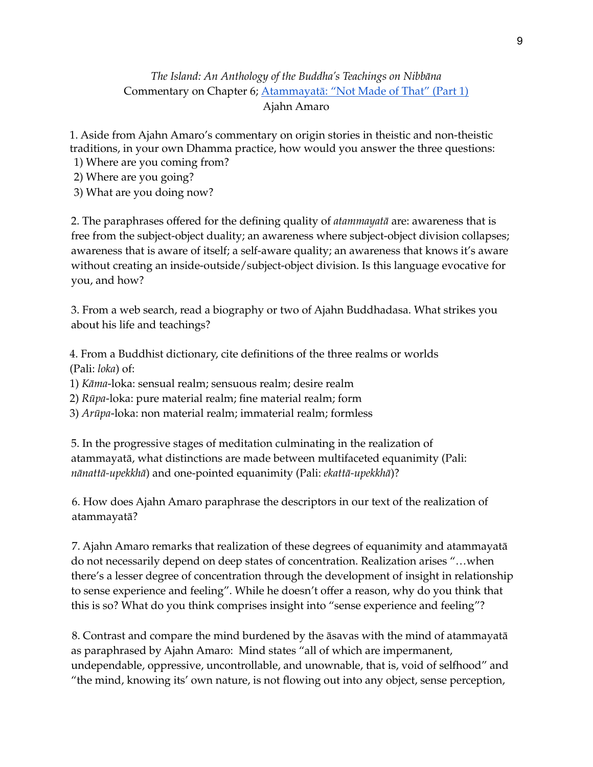*The Island: An Anthology of the Buddha's Teachings on Nibbāna*
Commentary on Chapter 6; [Atammayatā: "Not Made of That" (Part 1)]()
Ajahn Amaro

1. Aside from Ajahn Amaro's commentary on origin stories in theistic and non-theistic traditions, in your own Dhamma practice, how would you answer the three questions:
 1) Where are you coming from?
 2) Where are you going?
 3) What are you doing now?

2. The paraphrases offered for the defining quality of *atammayatā* are: awareness that is free from the subject-object duality; an awareness where subject-object division collapses; awareness that is aware of itself; a self-aware quality; an awareness that knows it's aware without creating an inside-outside/subject-object division. Is this language evocative for you, and how?

3. From a web search, read a biography or two of Ajahn Buddhadasa. What strikes you about his life and teachings?

4. From a Buddhist dictionary, cite definitions of the three realms or worlds (Pali: *loka*) of:
1) *Kāma*-loka: sensual realm; sensuous realm; desire realm
2) *Rūpa*-loka: pure material realm; fine material realm; form
3) *Arūpa*-loka: non material realm; immaterial realm; formless

5. In the progressive stages of meditation culminating in the realization of atammayatā, what distinctions are made between multifaceted equanimity (Pali: *nānattā-upekkhā*) and one-pointed equanimity (Pali: *ekattā-upekkhā*)?

6. How does Ajahn Amaro paraphrase the descriptors in our text of the realization of atammayatā?

7. Ajahn Amaro remarks that realization of these degrees of equanimity and atammayatā do not necessarily depend on deep states of concentration. Realization arises "…when there's a lesser degree of concentration through the development of insight in relationship to sense experience and feeling". While he doesn't offer a reason, why do you think that this is so? What do you think comprises insight into "sense experience and feeling"?

8. Contrast and compare the mind burdened by the āsavas with the mind of atammayatā as paraphrased by Ajahn Amaro: Mind states "all of which are impermanent, undependable, oppressive, uncontrollable, and unownable, that is, void of selfhood" and "the mind, knowing its' own nature, is not flowing out into any object, sense perception,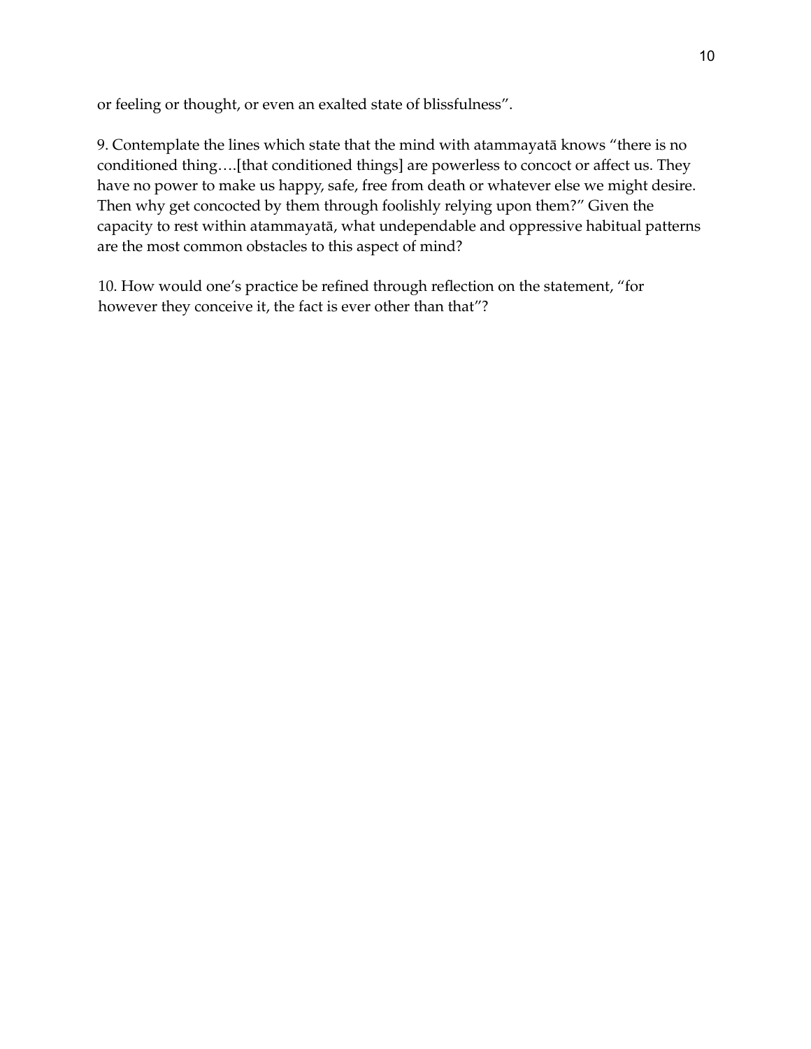or feeling or thought, or even an exalted state of blissfulness".

9. Contemplate the lines which state that the mind with atammayatā knows "there is no conditioned thing….[that conditioned things] are powerless to concoct or affect us. They have no power to make us happy, safe, free from death or whatever else we might desire. Then why get concocted by them through foolishly relying upon them?" Given the capacity to rest within atammayatā, what undependable and oppressive habitual patterns are the most common obstacles to this aspect of mind?

10. How would one's practice be refined through reflection on the statement, "for however they conceive it, the fact is ever other than that"?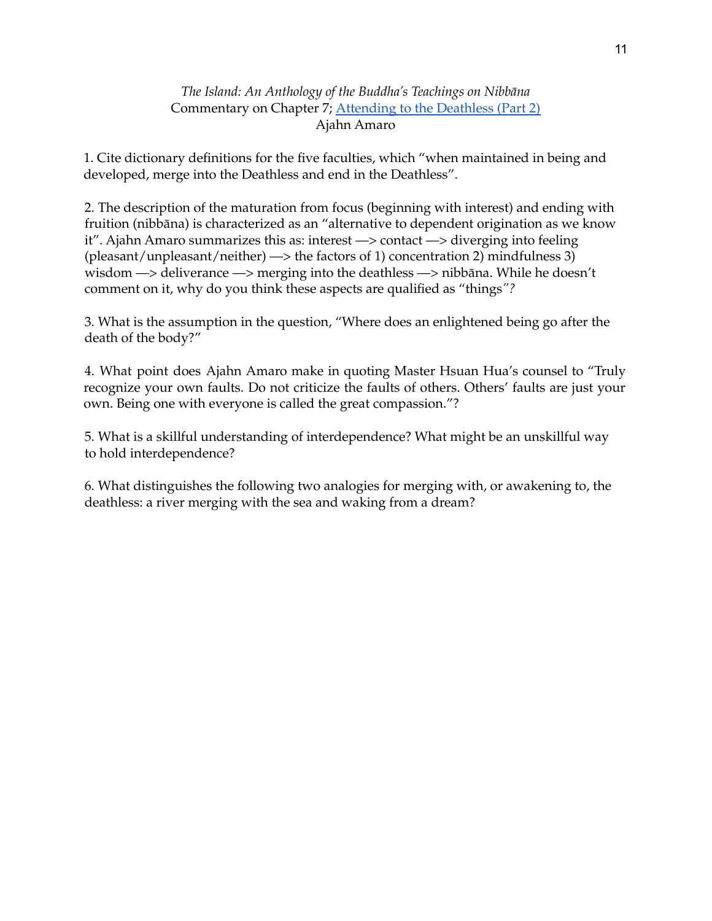*The Island: An Anthology of the Buddha's Teachings on Nibbāna*
Commentary on Chapter 7; [Attending to the Deathless (Part 2)]()
Ajahn Amaro

1. Cite dictionary definitions for the five faculties, which "when maintained in being and developed, merge into the Deathless and end in the Deathless".

2. The description of the maturation from focus (beginning with interest) and ending with fruition (nibbāna) is characterized as an "alternative to dependent origination as we know it". Ajahn Amaro summarizes this as: interest —> contact —> diverging into feeling (pleasant/unpleasant/neither) —> the factors of 1) concentration 2) mindfulness 3) wisdom —> deliverance —> merging into the deathless —> nibbāna. While he doesn't comment on it, why do you think these aspects are qualified as "things"?

3. What is the assumption in the question, "Where does an enlightened being go after the death of the body?"

4. What point does Ajahn Amaro make in quoting Master Hsuan Hua's counsel to "Truly recognize your own faults. Do not criticize the faults of others. Others' faults are just your own. Being one with everyone is called the great compassion."?

5. What is a skillful understanding of interdependence? What might be an unskillful way to hold interdependence?

6. What distinguishes the following two analogies for merging with, or awakening to, the deathless: a river merging with the sea and waking from a dream?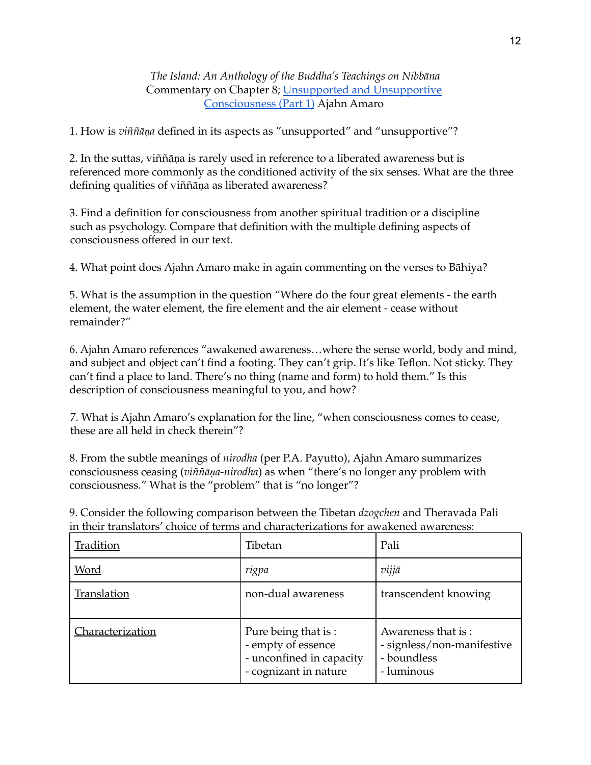*The Island: An Anthology of the Buddha's Teachings on Nibbāna*
Commentary on Chapter 8; [Unsupported and Unsupportive Consciousness (Part 1)]() Ajahn Amaro

1. How is *viññāṇa* defined in its aspects as "unsupported" and "unsupportive"?

2. In the suttas, viññāṇa is rarely used in reference to a liberated awareness but is referenced more commonly as the conditioned activity of the six senses. What are the three defining qualities of viññāṇa as liberated awareness?

3. Find a definition for consciousness from another spiritual tradition or a discipline such as psychology. Compare that definition with the multiple defining aspects of consciousness offered in our text.

4. What point does Ajahn Amaro make in again commenting on the verses to Bāhiya?

5. What is the assumption in the question "Where do the four great elements - the earth element, the water element, the fire element and the air element - cease without remainder?"

6. Ajahn Amaro references "awakened awareness…where the sense world, body and mind, and subject and object can't find a footing. They can't grip. It's like Teflon. Not sticky. They can't find a place to land. There's no thing (name and form) to hold them." Is this description of consciousness meaningful to you, and how?

7. What is Ajahn Amaro's explanation for the line, "when consciousness comes to cease, these are all held in check therein"?

8. From the subtle meanings of *nirodha* (per P.A. Payutto), Ajahn Amaro summarizes consciousness ceasing (*viññāṇa-nirodha*) as when "there's no longer any problem with consciousness." What is the "problem" that is "no longer"?

9. Consider the following comparison between the Tibetan *dzogchen* and Theravada Pali in their translators' choice of terms and characterizations for awakened awareness:

| Tradition | Tibetan | Pali |
|---|---|---|
| Word | *rigpa* | *vijjā* |
| Translation | non-dual awareness | transcendent knowing |
| Characterization | Pure being that is :<br>- empty of essence<br>- unconfined in capacity<br>- cognizant in nature | Awareness that is :<br>- signless/non-manifestive<br>- boundless<br>- luminous |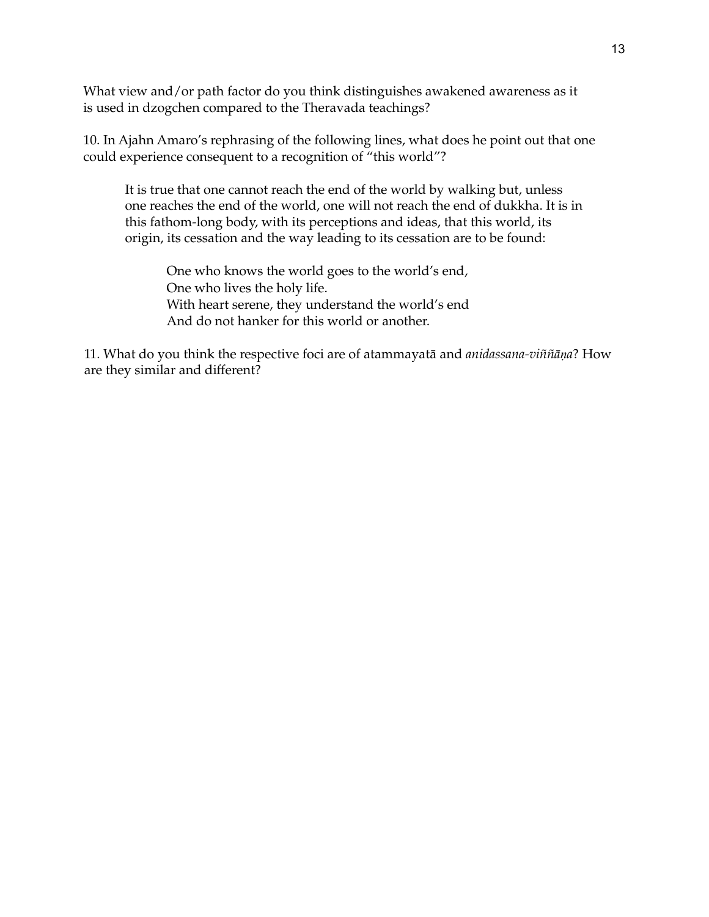What view and/or path factor do you think distinguishes awakened awareness as it is used in dzogchen compared to the Theravada teachings?

10. In Ajahn Amaro's rephrasing of the following lines, what does he point out that one could experience consequent to a recognition of "this world"?

> It is true that one cannot reach the end of the world by walking but, unless one reaches the end of the world, one will not reach the end of dukkha. It is in this fathom-long body, with its perceptions and ideas, that this world, its origin, its cessation and the way leading to its cessation are to be found:
>
> > One who knows the world goes to the world's end,
> > One who lives the holy life.
> > With heart serene, they understand the world's end
> > And do not hanker for this world or another.

11. What do you think the respective foci are of atammayatā and *anidassana-viññāṇa*? How are they similar and different?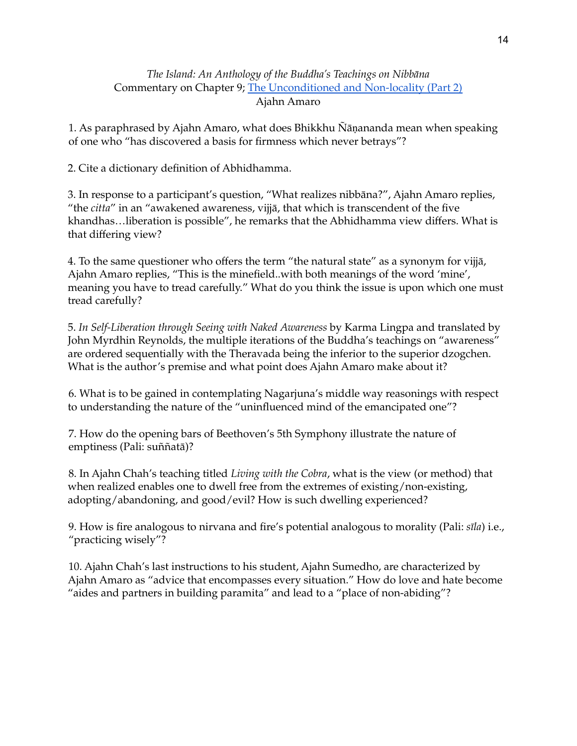*The Island: An Anthology of the Buddha's Teachings on Nibbāna*
Commentary on Chapter 9; The Unconditioned and Non-locality (Part 2)
Ajahn Amaro

1. As paraphrased by Ajahn Amaro, what does Bhikkhu Ñāṇananda mean when speaking of one who "has discovered a basis for firmness which never betrays"?

2. Cite a dictionary definition of Abhidhamma.

3. In response to a participant's question, "What realizes nibbāna?", Ajahn Amaro replies, "the *citta*" in an "awakened awareness, vijjā, that which is transcendent of the five khandhas…liberation is possible", he remarks that the Abhidhamma view differs. What is that differing view?

4. To the same questioner who offers the term "the natural state" as a synonym for vijjā, Ajahn Amaro replies, "This is the minefield..with both meanings of the word 'mine', meaning you have to tread carefully." What do you think the issue is upon which one must tread carefully?

5. *In Self-Liberation through Seeing with Naked Awareness* by Karma Lingpa and translated by John Myrdhin Reynolds, the multiple iterations of the Buddha's teachings on "awareness" are ordered sequentially with the Theravada being the inferior to the superior dzogchen. What is the author's premise and what point does Ajahn Amaro make about it?

6. What is to be gained in contemplating Nagarjuna's middle way reasonings with respect to understanding the nature of the "uninfluenced mind of the emancipated one"?

7. How do the opening bars of Beethoven's 5th Symphony illustrate the nature of emptiness (Pali: suññatā)?

8. In Ajahn Chah's teaching titled *Living with the Cobra*, what is the view (or method) that when realized enables one to dwell free from the extremes of existing/non-existing, adopting/abandoning, and good/evil? How is such dwelling experienced?

9. How is fire analogous to nirvana and fire's potential analogous to morality (Pali: *sīla*) i.e., "practicing wisely"?

10. Ajahn Chah's last instructions to his student, Ajahn Sumedho, are characterized by Ajahn Amaro as "advice that encompasses every situation." How do love and hate become "aides and partners in building paramita" and lead to a "place of non-abiding"?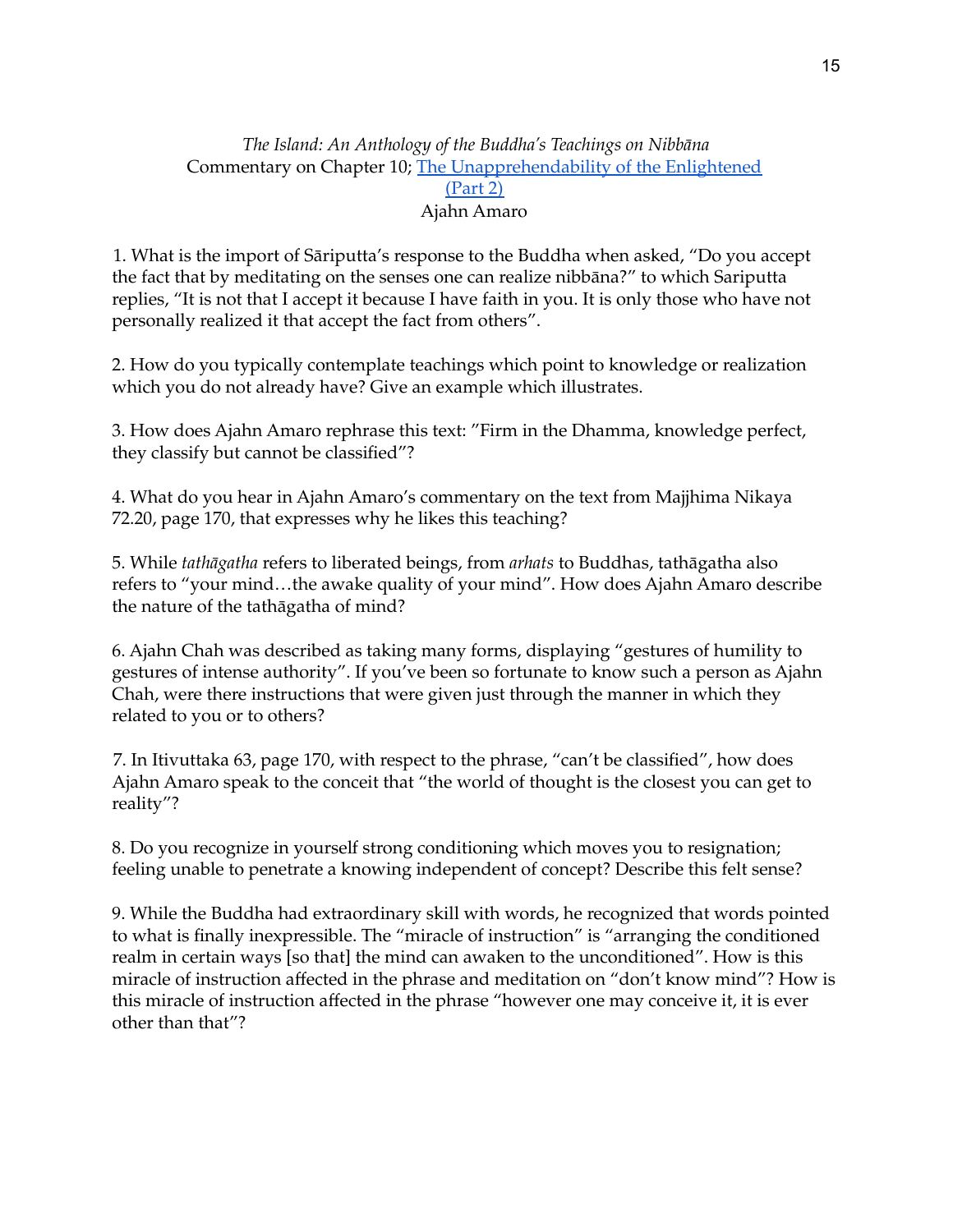*The Island: An Anthology of the Buddha's Teachings on Nibbāna*
Commentary on Chapter 10; [The Unapprehendability of the Enlightened (Part 2)]
Ajahn Amaro

1. What is the import of Sāriputta's response to the Buddha when asked, "Do you accept the fact that by meditating on the senses one can realize nibbāna?" to which Sariputta replies, "It is not that I accept it because I have faith in you. It is only those who have not personally realized it that accept the fact from others".

2. How do you typically contemplate teachings which point to knowledge or realization which you do not already have? Give an example which illustrates.

3. How does Ajahn Amaro rephrase this text: "Firm in the Dhamma, knowledge perfect, they classify but cannot be classified"?

4. What do you hear in Ajahn Amaro's commentary on the text from Majjhima Nikaya 72.20, page 170, that expresses why he likes this teaching?

5. While *tathāgatha* refers to liberated beings, from *arhats* to Buddhas, tathāgatha also refers to "your mind…the awake quality of your mind". How does Ajahn Amaro describe the nature of the tathāgatha of mind?

6. Ajahn Chah was described as taking many forms, displaying "gestures of humility to gestures of intense authority". If you've been so fortunate to know such a person as Ajahn Chah, were there instructions that were given just through the manner in which they related to you or to others?

7. In Itivuttaka 63, page 170, with respect to the phrase, "can't be classified", how does Ajahn Amaro speak to the conceit that "the world of thought is the closest you can get to reality"?

8. Do you recognize in yourself strong conditioning which moves you to resignation; feeling unable to penetrate a knowing independent of concept? Describe this felt sense?

9. While the Buddha had extraordinary skill with words, he recognized that words pointed to what is finally inexpressible. The "miracle of instruction" is "arranging the conditioned realm in certain ways [so that] the mind can awaken to the unconditioned". How is this miracle of instruction affected in the phrase and meditation on "don't know mind"? How is this miracle of instruction affected in the phrase "however one may conceive it, it is ever other than that"?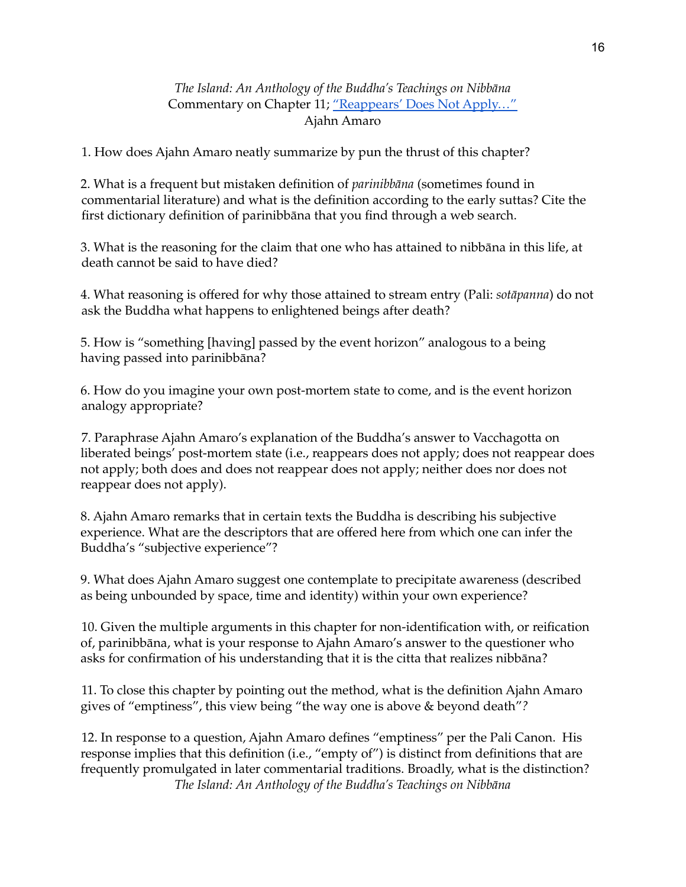*The Island: An Anthology of the Buddha's Teachings on Nibbāna*
Commentary on Chapter 11; [“Reappears' Does Not Apply…”]()
Ajahn Amaro

1. How does Ajahn Amaro neatly summarize by pun the thrust of this chapter?

2. What is a frequent but mistaken definition of *parinibbāna* (sometimes found in commentarial literature) and what is the definition according to the early suttas? Cite the first dictionary definition of parinibbāna that you find through a web search.

3. What is the reasoning for the claim that one who has attained to nibbāna in this life, at death cannot be said to have died?

4. What reasoning is offered for why those attained to stream entry (Pali: *sotāpanna*) do not ask the Buddha what happens to enlightened beings after death?

5. How is “something [having] passed by the event horizon” analogous to a being having passed into parinibbāna?

6. How do you imagine your own post-mortem state to come, and is the event horizon analogy appropriate?

7. Paraphrase Ajahn Amaro's explanation of the Buddha's answer to Vacchagotta on liberated beings' post-mortem state (i.e., reappears does not apply; does not reappear does not apply; both does and does not reappear does not apply; neither does nor does not reappear does not apply).

8. Ajahn Amaro remarks that in certain texts the Buddha is describing his subjective experience. What are the descriptors that are offered here from which one can infer the Buddha's “subjective experience”?

9. What does Ajahn Amaro suggest one contemplate to precipitate awareness (described as being unbounded by space, time and identity) within your own experience?

10. Given the multiple arguments in this chapter for non-identification with, or reification of, parinibbāna, what is your response to Ajahn Amaro's answer to the questioner who asks for confirmation of his understanding that it is the citta that realizes nibbāna?

11. To close this chapter by pointing out the method, what is the definition Ajahn Amaro gives of “emptiness”, this view being “the way one is above & beyond death”?

12. In response to a question, Ajahn Amaro defines “emptiness” per the Pali Canon. His response implies that this definition (i.e., “empty of”) is distinct from definitions that are frequently promulgated in later commentarial traditions. Broadly, what is the distinction?

*The Island: An Anthology of the Buddha's Teachings on Nibbāna*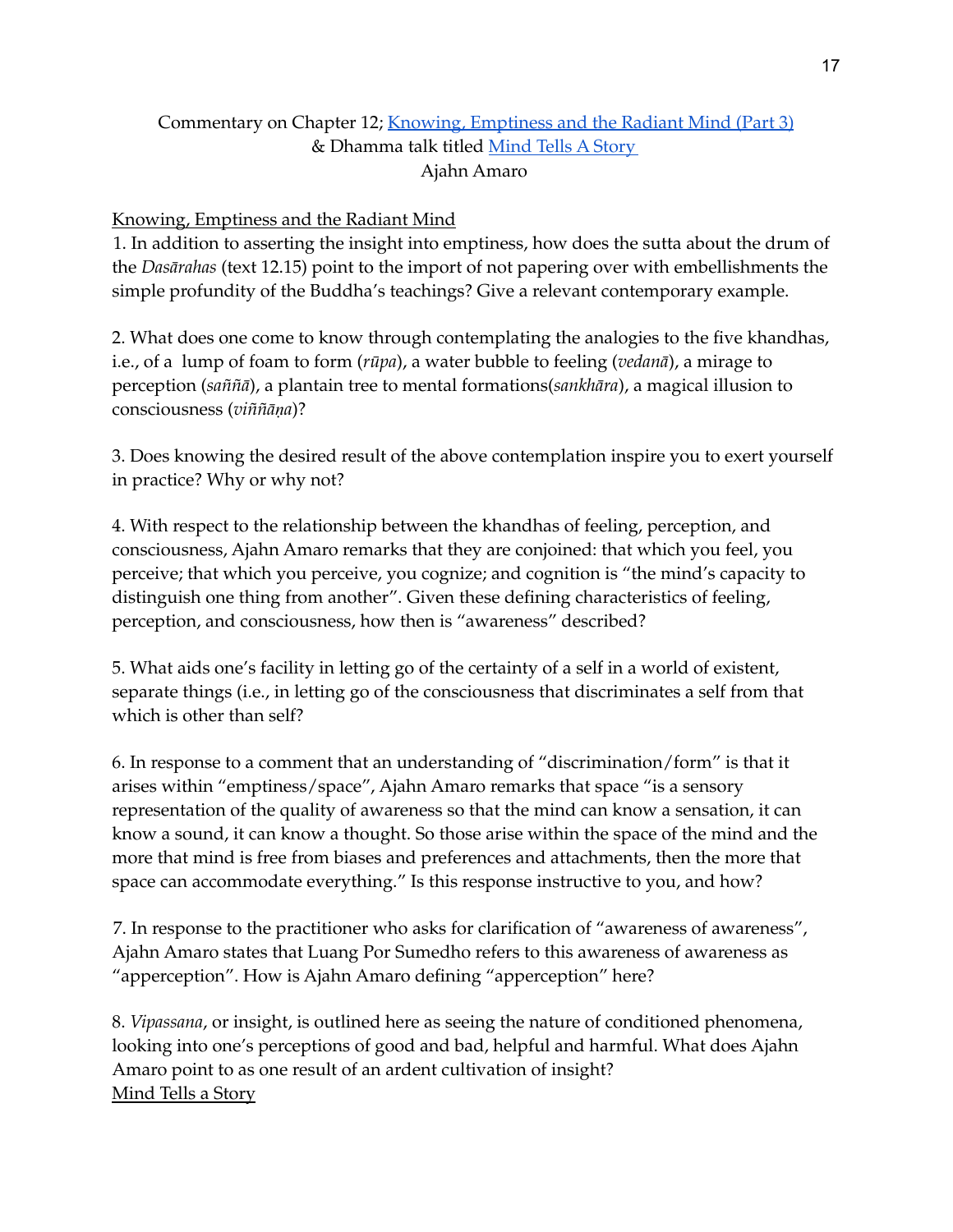Commentary on Chapter 12; [Knowing, Emptiness and the Radiant Mind (Part 3)](#)
& Dhamma talk titled [Mind Tells A Story](#)
Ajahn Amaro

<u>Knowing, Emptiness and the Radiant Mind</u>

1. In addition to asserting the insight into emptiness, how does the sutta about the drum of the *Dasārahas* (text 12.15) point to the import of not papering over with embellishments the simple profundity of the Buddha's teachings? Give a relevant contemporary example.

2. What does one come to know through contemplating the analogies to the five khandhas, i.e., of a lump of foam to form (*rūpa*), a water bubble to feeling (*vedanā*), a mirage to perception (*saññā*), a plantain tree to mental formations(*sankhāra*), a magical illusion to consciousness (*viññāṇa*)?

3. Does knowing the desired result of the above contemplation inspire you to exert yourself in practice? Why or why not?

4. With respect to the relationship between the khandhas of feeling, perception, and consciousness, Ajahn Amaro remarks that they are conjoined: that which you feel, you perceive; that which you perceive, you cognize; and cognition is "the mind's capacity to distinguish one thing from another". Given these defining characteristics of feeling, perception, and consciousness, how then is "awareness" described?

5. What aids one's facility in letting go of the certainty of a self in a world of existent, separate things (i.e., in letting go of the consciousness that discriminates a self from that which is other than self?

6. In response to a comment that an understanding of "discrimination/form" is that it arises within "emptiness/space", Ajahn Amaro remarks that space "is a sensory representation of the quality of awareness so that the mind can know a sensation, it can know a sound, it can know a thought. So those arise within the space of the mind and the more that mind is free from biases and preferences and attachments, then the more that space can accommodate everything." Is this response instructive to you, and how?

7. In response to the practitioner who asks for clarification of "awareness of awareness", Ajahn Amaro states that Luang Por Sumedho refers to this awareness of awareness as "apperception". How is Ajahn Amaro defining "apperception" here?

8. *Vipassana*, or insight, is outlined here as seeing the nature of conditioned phenomena, looking into one's perceptions of good and bad, helpful and harmful. What does Ajahn Amaro point to as one result of an ardent cultivation of insight?

<u>Mind Tells a Story</u>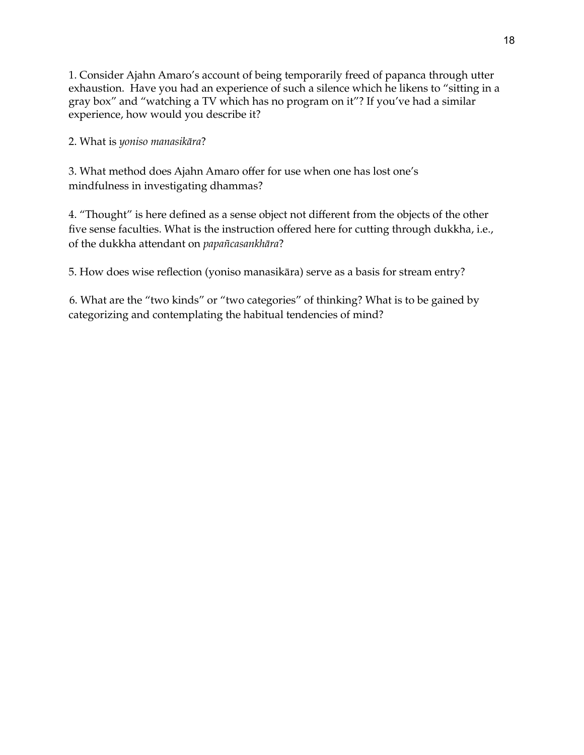1. Consider Ajahn Amaro's account of being temporarily freed of papanca through utter exhaustion. Have you had an experience of such a silence which he likens to "sitting in a gray box" and "watching a TV which has no program on it"? If you've had a similar experience, how would you describe it?

2. What is *yoniso manasikāra*?

3. What method does Ajahn Amaro offer for use when one has lost one's mindfulness in investigating dhammas?

4. "Thought" is here defined as a sense object not different from the objects of the other five sense faculties. What is the instruction offered here for cutting through dukkha, i.e., of the dukkha attendant on *papañcasankhāra*?

5. How does wise reflection (yoniso manasikāra) serve as a basis for stream entry?

6. What are the "two kinds" or "two categories" of thinking? What is to be gained by categorizing and contemplating the habitual tendencies of mind?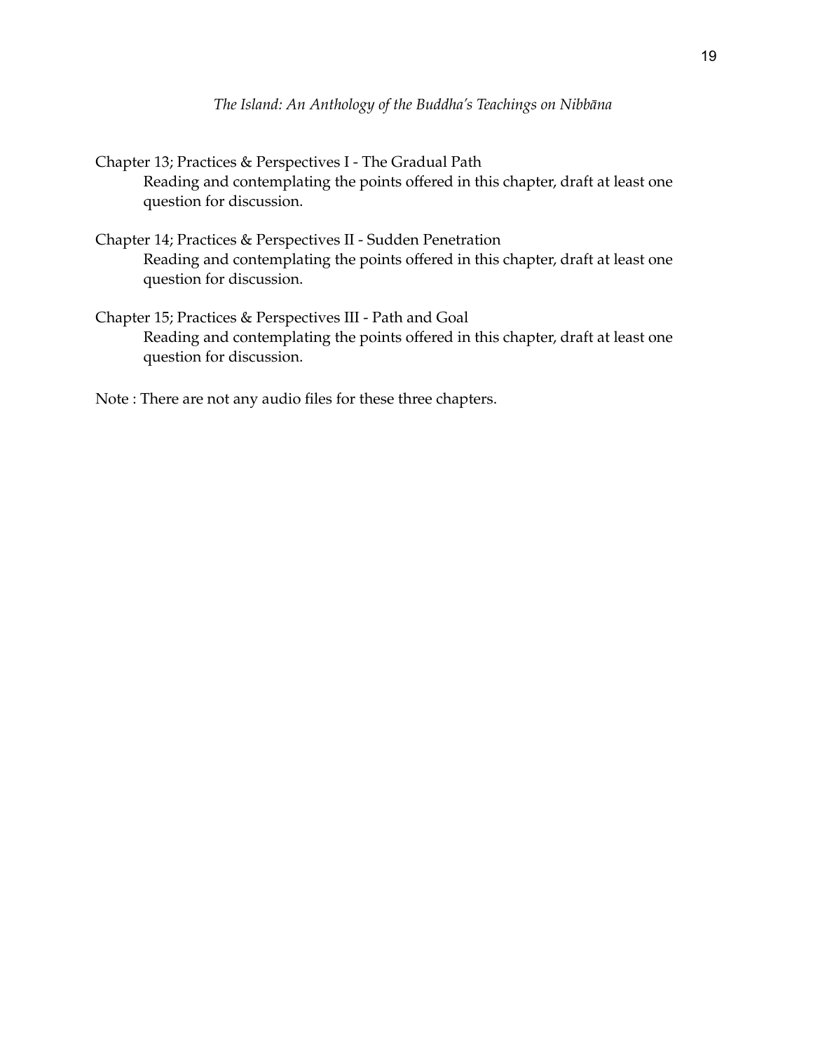Chapter 13; Practices & Perspectives I - The Gradual Path

Reading and contemplating the points offered in this chapter, draft at least one question for discussion.

Chapter 14; Practices & Perspectives II - Sudden Penetration

Reading and contemplating the points offered in this chapter, draft at least one question for discussion.

Chapter 15; Practices & Perspectives III - Path and Goal

Reading and contemplating the points offered in this chapter, draft at least one question for discussion.

Note : There are not any audio files for these three chapters.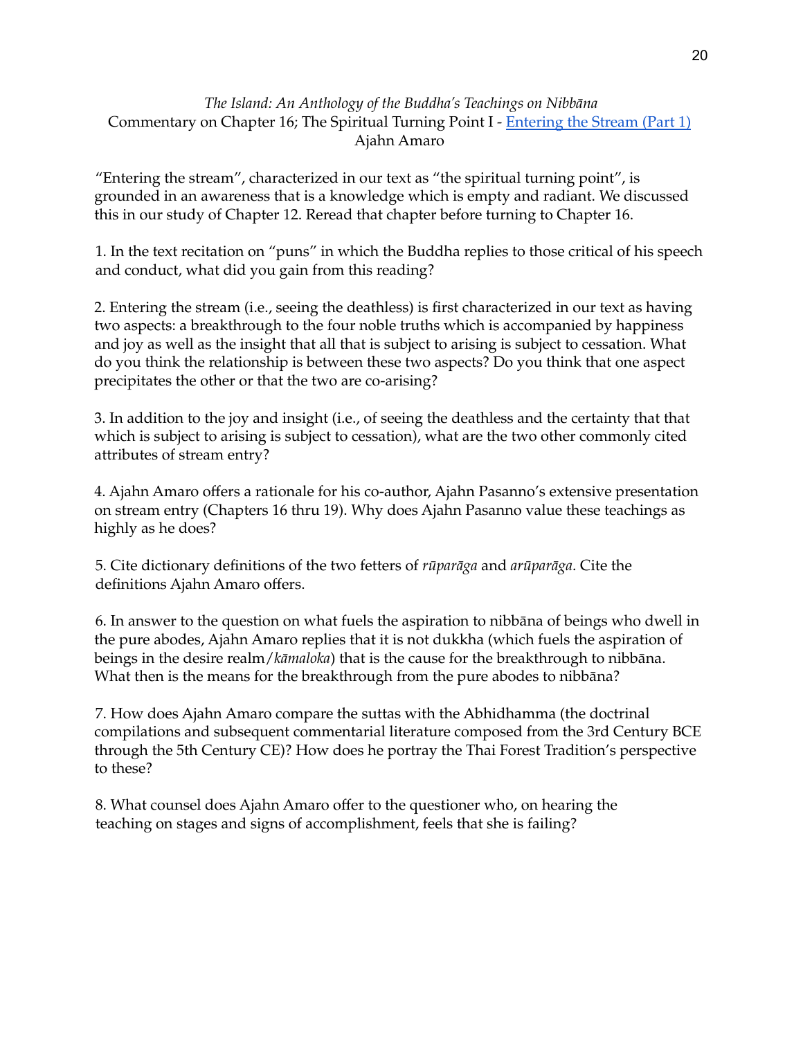*The Island: An Anthology of the Buddha's Teachings on Nibbāna*
Commentary on Chapter 16; The Spiritual Turning Point I - Entering the Stream (Part 1)
Ajahn Amaro

"Entering the stream", characterized in our text as "the spiritual turning point", is grounded in an awareness that is a knowledge which is empty and radiant. We discussed this in our study of Chapter 12. Reread that chapter before turning to Chapter 16.

1. In the text recitation on "puns" in which the Buddha replies to those critical of his speech and conduct, what did you gain from this reading?

2. Entering the stream (i.e., seeing the deathless) is first characterized in our text as having two aspects: a breakthrough to the four noble truths which is accompanied by happiness and joy as well as the insight that all that is subject to arising is subject to cessation. What do you think the relationship is between these two aspects? Do you think that one aspect precipitates the other or that the two are co-arising?

3. In addition to the joy and insight (i.e., of seeing the deathless and the certainty that that which is subject to arising is subject to cessation), what are the two other commonly cited attributes of stream entry?

4. Ajahn Amaro offers a rationale for his co-author, Ajahn Pasanno's extensive presentation on stream entry (Chapters 16 thru 19). Why does Ajahn Pasanno value these teachings as highly as he does?

5. Cite dictionary definitions of the two fetters of *rūparāga* and *arūparāga*. Cite the definitions Ajahn Amaro offers.

6. In answer to the question on what fuels the aspiration to nibbāna of beings who dwell in the pure abodes, Ajahn Amaro replies that it is not dukkha (which fuels the aspiration of beings in the desire realm/*kāmaloka*) that is the cause for the breakthrough to nibbāna. What then is the means for the breakthrough from the pure abodes to nibbāna?

7. How does Ajahn Amaro compare the suttas with the Abhidhamma (the doctrinal compilations and subsequent commentarial literature composed from the 3rd Century BCE through the 5th Century CE)? How does he portray the Thai Forest Tradition's perspective to these?

8. What counsel does Ajahn Amaro offer to the questioner who, on hearing the teaching on stages and signs of accomplishment, feels that she is failing?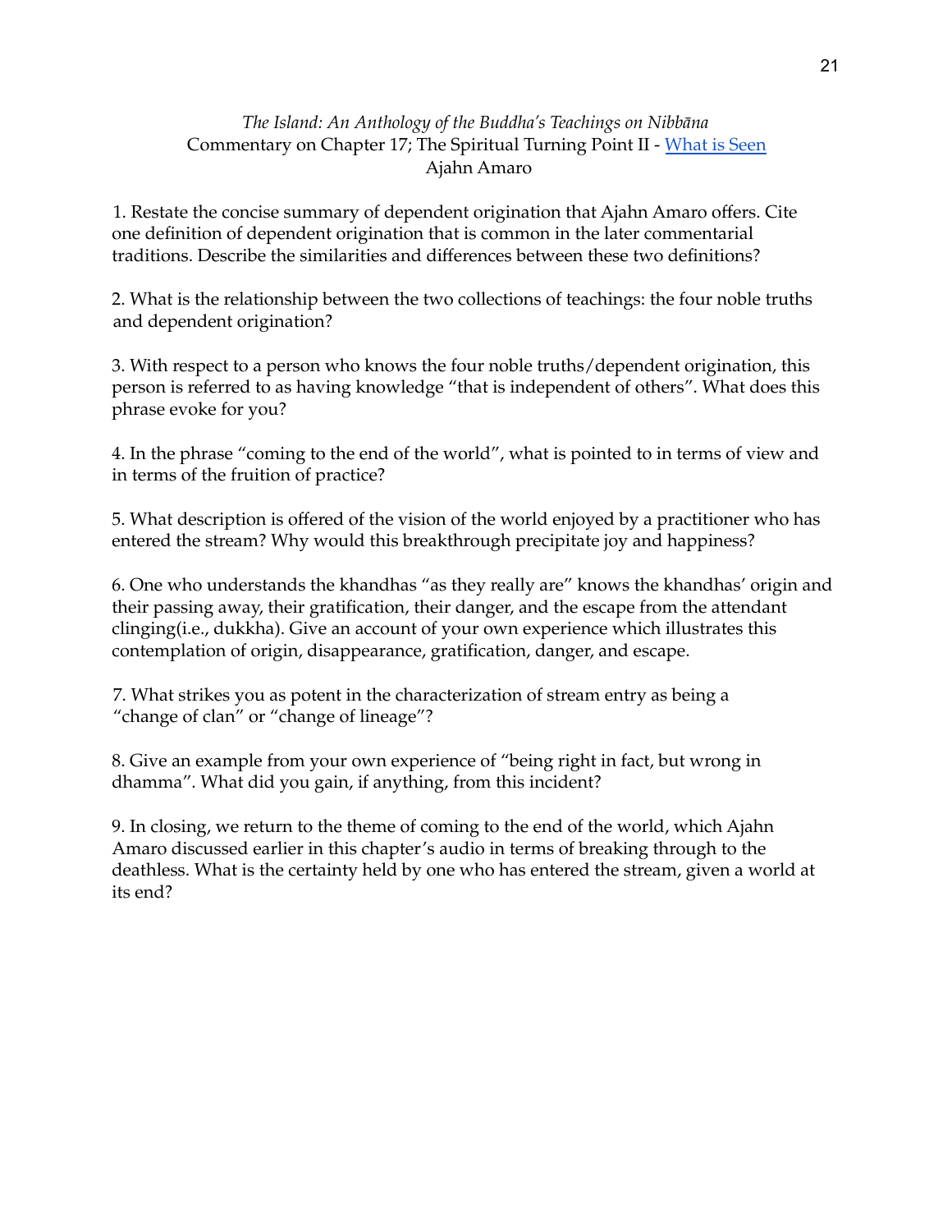*The Island: An Anthology of the Buddha's Teachings on Nibbāna*
Commentary on Chapter 17; The Spiritual Turning Point II - [What is Seen]
Ajahn Amaro

1. Restate the concise summary of dependent origination that Ajahn Amaro offers. Cite one definition of dependent origination that is common in the later commentarial traditions. Describe the similarities and differences between these two definitions?

2. What is the relationship between the two collections of teachings: the four noble truths and dependent origination?

3. With respect to a person who knows the four noble truths/dependent origination, this person is referred to as having knowledge "that is independent of others". What does this phrase evoke for you?

4. In the phrase "coming to the end of the world", what is pointed to in terms of view and in terms of the fruition of practice?

5. What description is offered of the vision of the world enjoyed by a practitioner who has entered the stream? Why would this breakthrough precipitate joy and happiness?

6. One who understands the khandhas "as they really are" knows the khandhas' origin and their passing away, their gratification, their danger, and the escape from the attendant clinging(i.e., dukkha). Give an account of your own experience which illustrates this contemplation of origin, disappearance, gratification, danger, and escape.

7. What strikes you as potent in the characterization of stream entry as being a "change of clan" or "change of lineage"?

8. Give an example from your own experience of "being right in fact, but wrong in dhamma". What did you gain, if anything, from this incident?

9. In closing, we return to the theme of coming to the end of the world, which Ajahn Amaro discussed earlier in this chapter's audio in terms of breaking through to the deathless. What is the certainty held by one who has entered the stream, given a world at its end?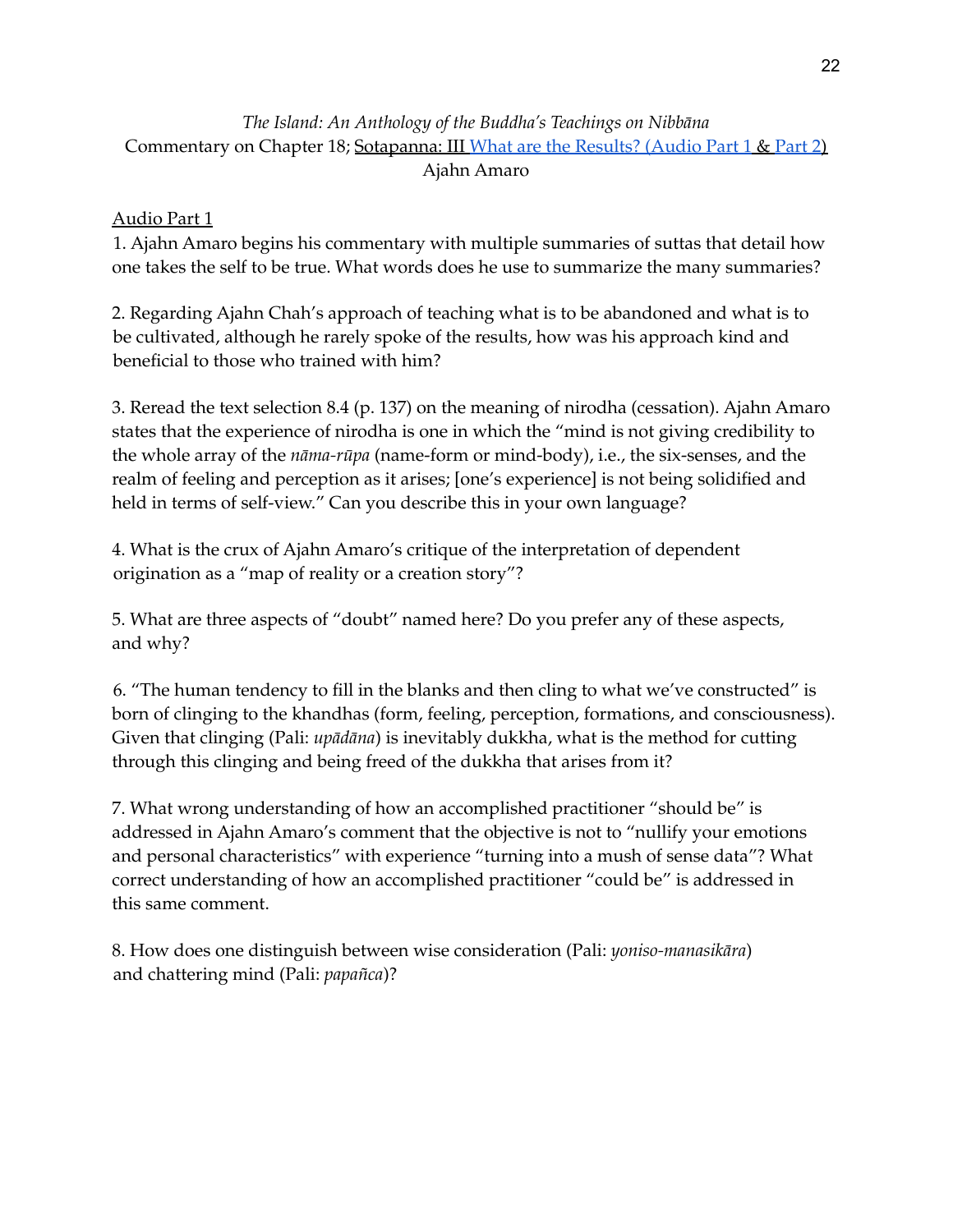*The Island: An Anthology of the Buddha's Teachings on Nibbāna*
Commentary on Chapter 18; Sotapanna: III What are the Results? (Audio Part 1 & Part 2)
Ajahn Amaro

Audio Part 1

1. Ajahn Amaro begins his commentary with multiple summaries of suttas that detail how one takes the self to be true. What words does he use to summarize the many summaries?

2. Regarding Ajahn Chah's approach of teaching what is to be abandoned and what is to be cultivated, although he rarely spoke of the results, how was his approach kind and beneficial to those who trained with him?

3. Reread the text selection 8.4 (p. 137) on the meaning of nirodha (cessation). Ajahn Amaro states that the experience of nirodha is one in which the "mind is not giving credibility to the whole array of the *nāma-rūpa* (name-form or mind-body), i.e., the six-senses, and the realm of feeling and perception as it arises; [one's experience] is not being solidified and held in terms of self-view." Can you describe this in your own language?

4. What is the crux of Ajahn Amaro's critique of the interpretation of dependent origination as a "map of reality or a creation story"?

5. What are three aspects of "doubt" named here? Do you prefer any of these aspects, and why?

6. "The human tendency to fill in the blanks and then cling to what we've constructed" is born of clinging to the khandhas (form, feeling, perception, formations, and consciousness). Given that clinging (Pali: *upādāna*) is inevitably dukkha, what is the method for cutting through this clinging and being freed of the dukkha that arises from it?

7. What wrong understanding of how an accomplished practitioner "should be" is addressed in Ajahn Amaro's comment that the objective is not to "nullify your emotions and personal characteristics" with experience "turning into a mush of sense data"? What correct understanding of how an accomplished practitioner "could be" is addressed in this same comment.

8. How does one distinguish between wise consideration (Pali: *yoniso-manasikāra*) and chattering mind (Pali: *papañca*)?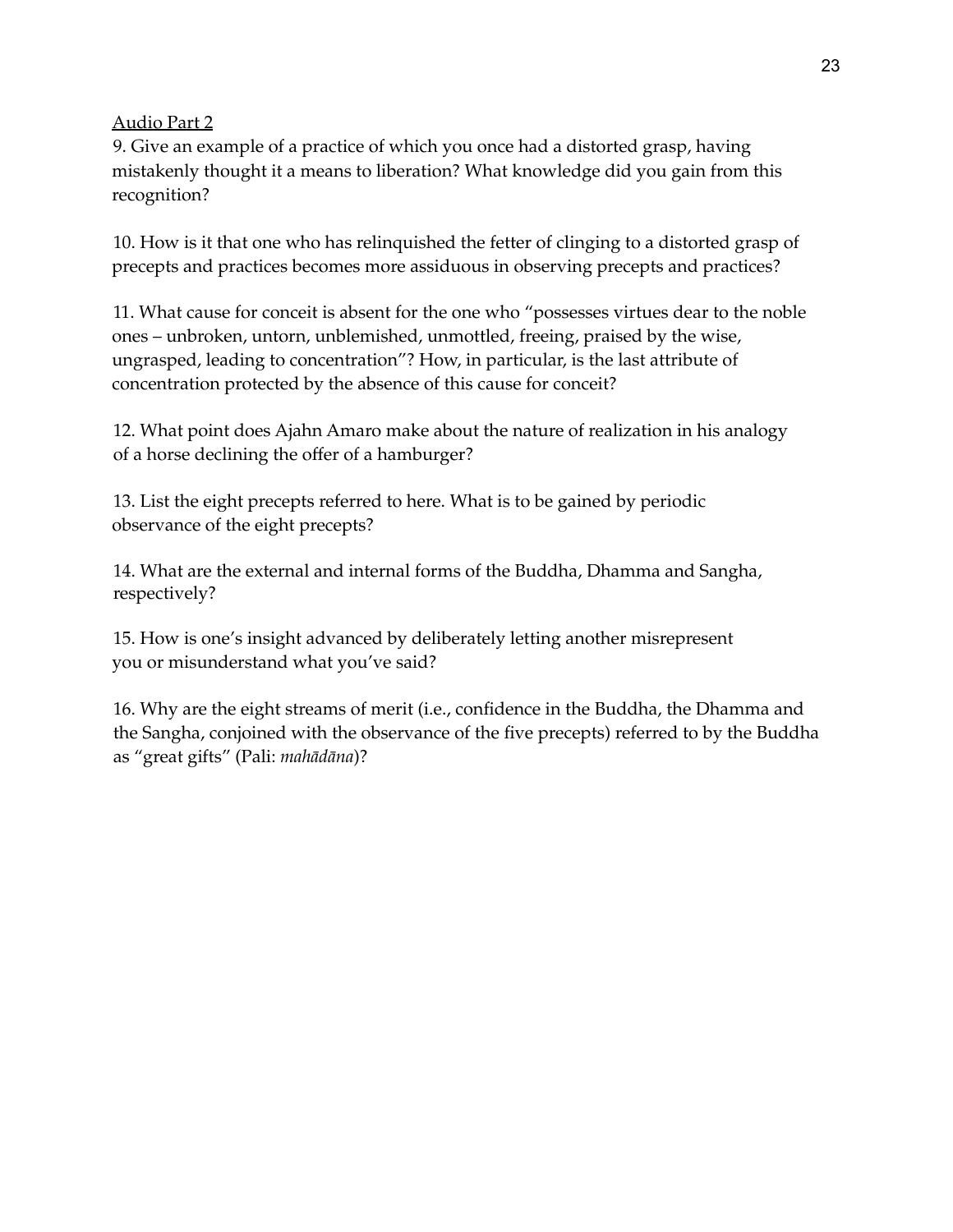Audio Part 2

9. Give an example of a practice of which you once had a distorted grasp, having mistakenly thought it a means to liberation? What knowledge did you gain from this recognition?

10. How is it that one who has relinquished the fetter of clinging to a distorted grasp of precepts and practices becomes more assiduous in observing precepts and practices?

11. What cause for conceit is absent for the one who "possesses virtues dear to the noble ones – unbroken, untorn, unblemished, unmottled, freeing, praised by the wise, ungrasped, leading to concentration"? How, in particular, is the last attribute of concentration protected by the absence of this cause for conceit?

12. What point does Ajahn Amaro make about the nature of realization in his analogy of a horse declining the offer of a hamburger?

13. List the eight precepts referred to here. What is to be gained by periodic observance of the eight precepts?

14. What are the external and internal forms of the Buddha, Dhamma and Sangha, respectively?

15. How is one's insight advanced by deliberately letting another misrepresent you or misunderstand what you've said?

16. Why are the eight streams of merit (i.e., confidence in the Buddha, the Dhamma and the Sangha, conjoined with the observance of the five precepts) referred to by the Buddha as "great gifts" (Pali: *mahādāna*)?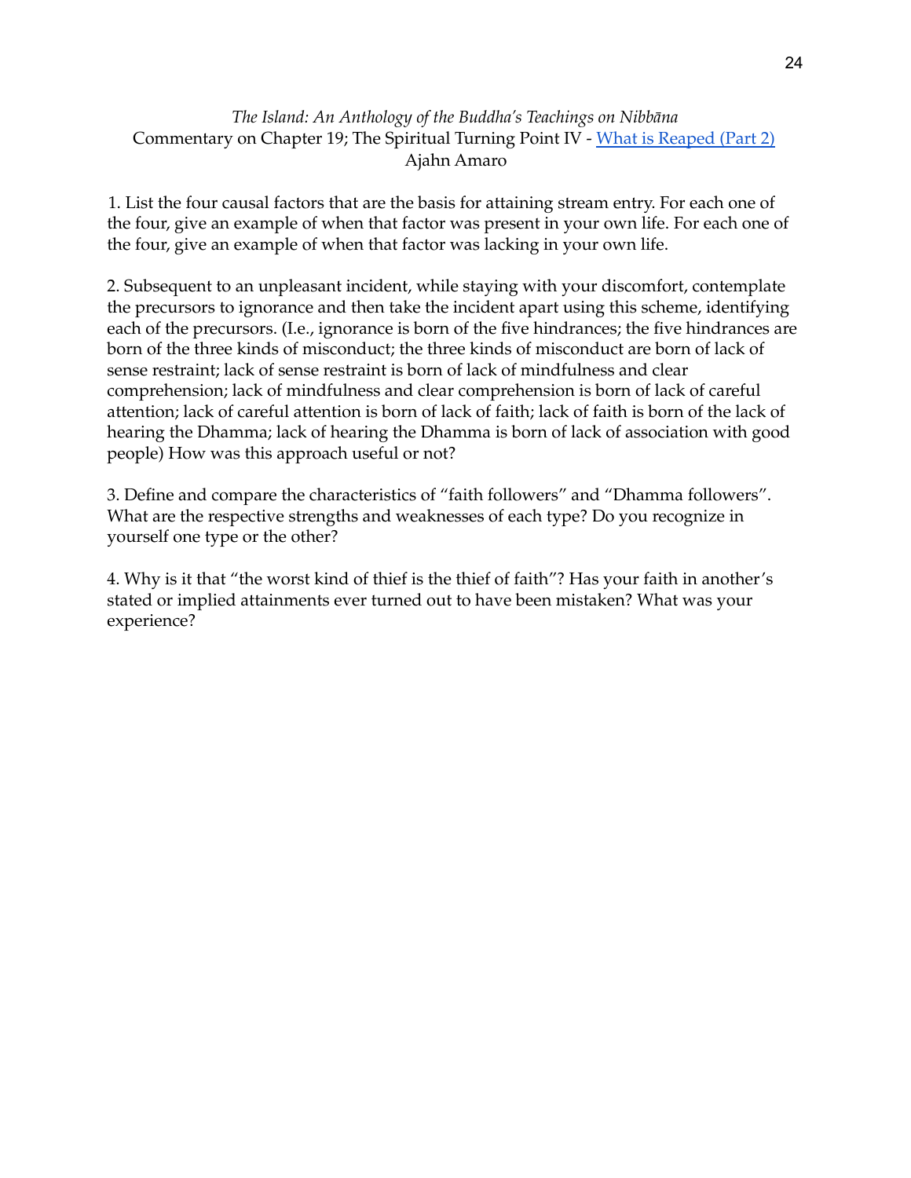*The Island: An Anthology of the Buddha's Teachings on Nibbāna*
Commentary on Chapter 19; The Spiritual Turning Point IV - What is Reaped (Part 2)
Ajahn Amaro

1. List the four causal factors that are the basis for attaining stream entry. For each one of the four, give an example of when that factor was present in your own life. For each one of the four, give an example of when that factor was lacking in your own life.

2. Subsequent to an unpleasant incident, while staying with your discomfort, contemplate the precursors to ignorance and then take the incident apart using this scheme, identifying each of the precursors. (I.e., ignorance is born of the five hindrances; the five hindrances are born of the three kinds of misconduct; the three kinds of misconduct are born of lack of sense restraint; lack of sense restraint is born of lack of mindfulness and clear comprehension; lack of mindfulness and clear comprehension is born of lack of careful attention; lack of careful attention is born of lack of faith; lack of faith is born of the lack of hearing the Dhamma; lack of hearing the Dhamma is born of lack of association with good people) How was this approach useful or not?

3. Define and compare the characteristics of "faith followers" and "Dhamma followers". What are the respective strengths and weaknesses of each type? Do you recognize in yourself one type or the other?

4. Why is it that "the worst kind of thief is the thief of faith"? Has your faith in another's stated or implied attainments ever turned out to have been mistaken? What was your experience?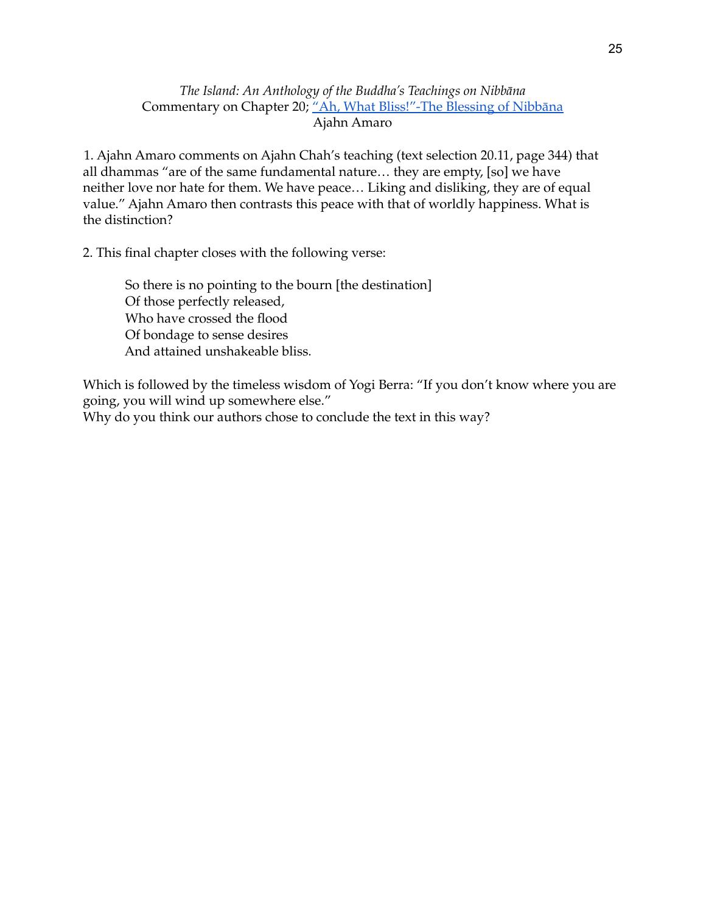*The Island: An Anthology of the Buddha's Teachings on Nibbāna*
Commentary on Chapter 20; ["Ah, What Bliss!"-The Blessing of Nibbāna]()
Ajahn Amaro

1. Ajahn Amaro comments on Ajahn Chah's teaching (text selection 20.11, page 344) that all dhammas "are of the same fundamental nature… they are empty, [so] we have neither love nor hate for them. We have peace… Liking and disliking, they are of equal value." Ajahn Amaro then contrasts this peace with that of worldly happiness. What is the distinction?

2. This final chapter closes with the following verse:

> So there is no pointing to the bourn [the destination]
> Of those perfectly released,
> Who have crossed the flood
> Of bondage to sense desires
> And attained unshakeable bliss.

Which is followed by the timeless wisdom of Yogi Berra: "If you don't know where you are going, you will wind up somewhere else."
Why do you think our authors chose to conclude the text in this way?